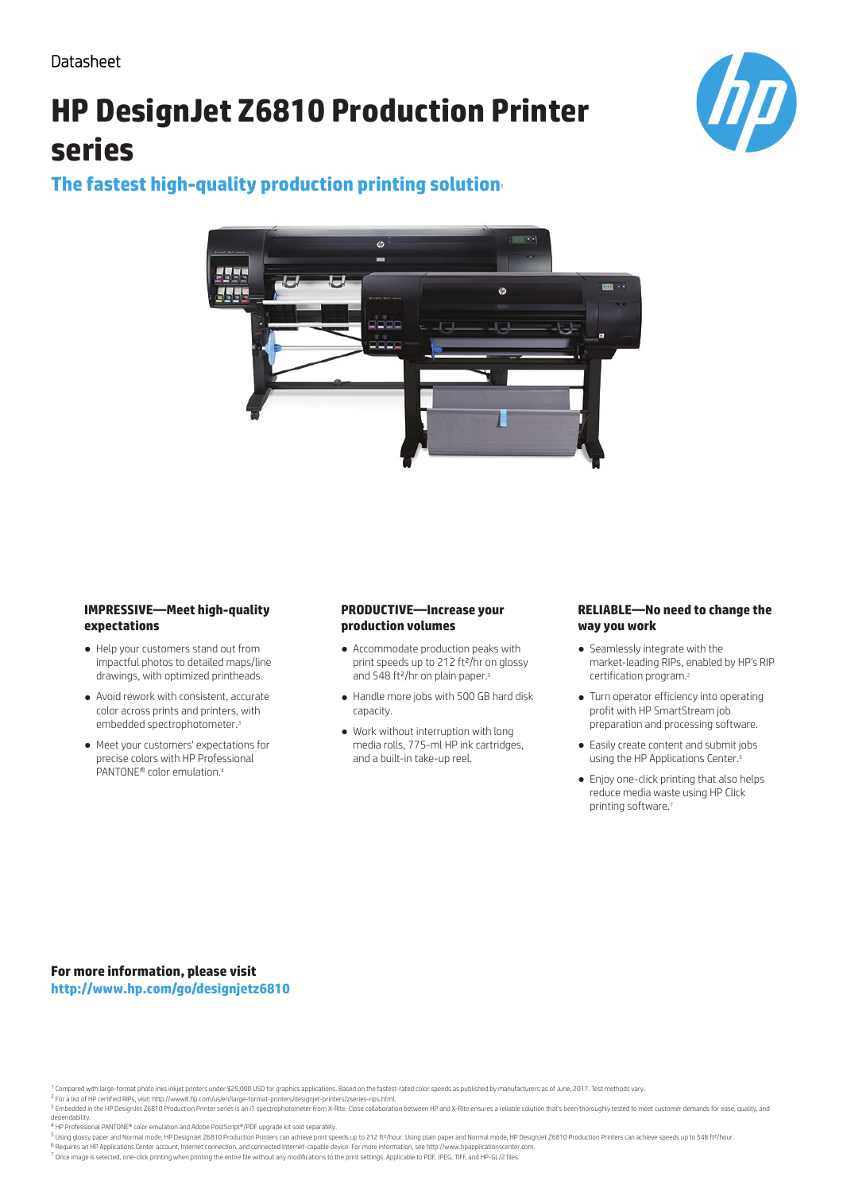Datasheet

# HP DesignJet Z6810 Production Printer series

## The fastest high-quality production printing solution[1]

### IMPRESSIVE—Meet high-quality expectations

- Help your customers stand out from impactful photos to detailed maps/line drawings, with optimized printheads.
- Avoid rework with consistent, accurate color across prints and printers, with embedded spectrophotometer.[3]
- Meet your customers' expectations for precise colors with HP Professional PANTONE® color emulation.[4]

### PRODUCTIVE—Increase your production volumes

- Accommodate production peaks with print speeds up to 212 ft²/hr on glossy and 548 ft²/hr on plain paper.[5]
- Handle more jobs with 500 GB hard disk capacity.
- Work without interruption with long media rolls, 775-ml HP ink cartridges, and a built-in take-up reel.

### RELIABLE—No need to change the way you work

- Seamlessly integrate with the market-leading RIPs, enabled by HP's RIP certification program.[2]
- Turn operator efficiency into operating profit with HP SmartStream job preparation and processing software.
- Easily create content and submit jobs using the HP Applications Center.[6]
- Enjoy one-click printing that also helps reduce media waste using HP Click printing software.[7]

**For more information, please visit**
**http://www.hp.com/go/designjetz6810**

[1] Compared with large-format photo inks inkjet printers under $25,000 USD for graphics applications. Based on the fastest-rated color speeds as published by manufacturers as of June, 2017. Test methods vary.
[2] For a list of HP certified RIPs, visit: http://www8.hp.com/us/en/large-format-printers/designjet-printers/zseries-rips.html.
[3] Embedded in the HP DesignJet Z6810 Production Printer series is an i1 spectrophotometer from X-Rite. Close collaboration between HP and X-Rite ensures a reliable solution that's been thoroughly tested to meet customer demands for ease, quality, and dependability.
[4] HP Professional PANTONE® color emulation and Adobe PostScript®/PDF upgrade kit sold separately.
[5] Using glossy paper and Normal mode, HP DesignJet Z6810 Production Printers can achieve print speeds up to 212 ft²/hour. Using plain paper and Normal mode, HP DesignJet Z6810 Production Printers can achieve speeds up to 548 ft²/hour.
[6] Requires an HP Applications Center account, Internet connection, and connected Internet-capable device. For more information, see http://www.hpapplicationscenter.com.
[7] Once image is selected, one-click printing when printing the entire file without any modifications to the print settings. Applicable to PDF, JPEG, TIFF, and HP-GL/2 files.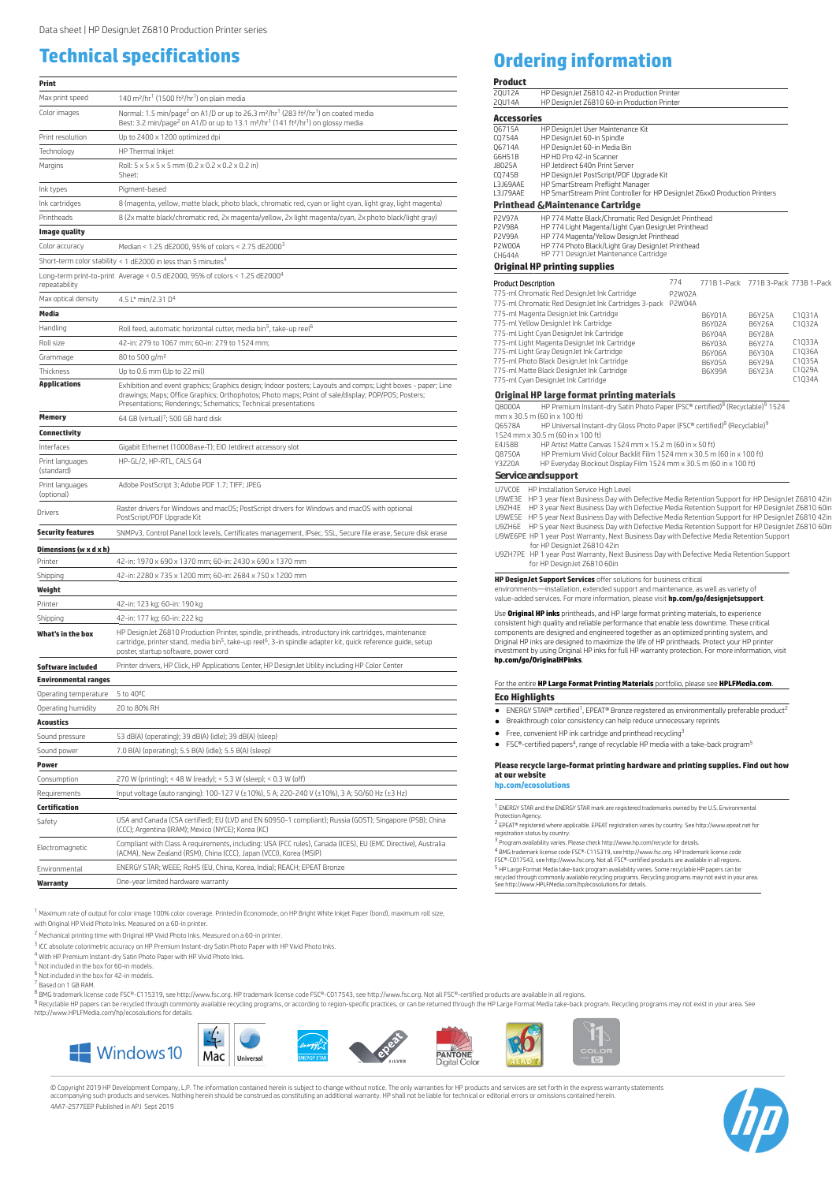# Technical specifications

| | |
|---|---|
| **Print** | |
| Max print speed | 140 m²/hr[1] (1500 ft²/hr[1]) on plain media |
| Color images | Normal: 1.5 min/page[2] on A1/D or up to 26.3 m²/hr[1] (283 ft²/hr[1]) on coated media<br>Best: 3.2 min/page[2] on A1/D or up to 13.1 m²/hr[1] (141 ft²/hr[1]) on glossy media |
| Print resolution | Up to 2400 x 1200 optimized dpi |
| Technology | HP Thermal Inkjet |
| Margins | Roll: 5 x 5 x 5 x 5 mm (0.2 x 0.2 x 0.2 x 0.2 in)<br>Sheet: |
| Ink types | Pigment-based |
| Ink cartridges | 8 (magenta, yellow, matte black, photo black, chromatic red, cyan or light cyan, light gray, light magenta) |
| Printheads | 8 (2x matte black/chromatic red, 2x magenta/yellow, 2x light magenta/cyan, 2x photo black/light gray) |
| **Image quality** | |
| Color accuracy | Median < 1.25 dE2000, 95% of colors < 2.75 dE2000[3] |
| Short-term color stability | < 1 dE2000 in less than 5 minutes[4] |
| Long-term print-to-print repeatability | Average < 0.5 dE2000, 95% of colors < 1.25 dE2000[4] |
| Max optical density | 4.5 L* min/2.31 D[4] |
| **Media** | |
| Handling | Roll feed, automatic horizontal cutter, media bin[5], take-up reel[6] |
| Roll size | 42-in: 279 to 1067 mm; 60-in: 279 to 1524 mm; |
| Grammage | 80 to 500 g/m² |
| Thickness | Up to 0.6 mm (Up to 22 mil) |
| **Applications** | Exhibition and event graphics; Graphics design; Indoor posters; Layouts and comps; Light boxes - paper; Line drawings; Maps; Office Graphics; Orthophotos; Photo maps; Point of sale/display; POP/POS; Posters; Presentations; Renderings; Schematics; Technical presentations |
| **Memory** | 64 GB (virtual)[7]; 500 GB hard disk |
| **Connectivity** | |
| Interfaces | Gigabit Ethernet (1000Base-T); EIO Jetdirect accessory slot |
| Print languages (standard) | HP-GL/2, HP-RTL, CALS G4 |
| Print languages (optional) | Adobe PostScript 3; Adobe PDF 1.7; TIFF; JPEG |
| Drivers | Raster drivers for Windows and macOS; PostScript drivers for Windows and macOS with optional PostScript/PDF Upgrade Kit |
| **Security features** | SNMPv3, Control Panel lock levels, Certificates management, IPsec, SSL, Secure file erase, Secure disk erase |
| **Dimensions (w x d x h)** | |
| Printer | 42-in: 1970 x 690 x 1370 mm; 60-in: 2430 x 690 x 1370 mm |
| Shipping | 42-in: 2280 x 735 x 1200 mm; 60-in: 2684 x 750 x 1200 mm |
| **Weight** | |
| Printer | 42-in: 123 kg; 60-in: 190 kg |
| Shipping | 42-in: 177 kg; 60-in: 222 kg |
| **What's in the box** | HP DesignJet Z6810 Production Printer, spindle, printheads, introductory ink cartridges, maintenance cartridge, printer stand, media bin[5], take-up reel[6], 3-in spindle adapter kit, quick reference guide, setup poster, startup software, power cord |
| **Software included** | Printer drivers, HP Click, HP Applications Center, HP DesignJet Utility including HP Color Center |
| **Environmental ranges** | |
| Operating temperature | 5 to 40ºC |
| Operating humidity | 20 to 80% RH |
| **Acoustics** | |
| Sound pressure | 53 dB(A) (operating); 39 dB(A) (idle); 39 dB(A) (sleep) |
| Sound power | 7.0 B(A) (operating); 5.5 B(A) (idle); 5.5 B(A) (sleep) |
| **Power** | |
| Consumption | 270 W (printing); < 48 W (ready); < 5.3 W (sleep); < 0.3 W (off) |
| Requirements | Input voltage (auto ranging): 100-127 V (±10%), 5 A; 220-240 V (±10%), 3 A; 50/60 Hz (±3 Hz) |
| **Certification** | |
| Safety | USA and Canada (CSA certified); EU (LVD and EN 60950-1 compliant); Russia (GOST); Singapore (PSB); China (CCC); Argentina (IRAM); Mexico (NYCE); Korea (KC) |
| Electromagnetic | Compliant with Class A requirements, including: USA (FCC rules), Canada (ICES), EU (EMC Directive), Australia (ACMA), New Zealand (RSM), China (CCC), Japan (VCCI), Korea (MSIP) |
| Environmental | ENERGY STAR; WEEE; RoHS (EU, China, Korea, India); REACH; EPEAT Bronze |
| **Warranty** | One-year limited hardware warranty |

[1] Maximum rate of output for color image 100% color coverage. Printed in Economode, on HP Bright White Inkjet Paper (bond), maximum roll size, with Original HP Vivid Photo Inks. Measured on a 60-in printer.
[2] Mechanical printing time with Original HP Vivid Photo Inks. Measured on a 60-in printer.
[3] ICC absolute colorimetric accuracy on HP Premium Instant-dry Satin Photo Paper with HP Vivid Photo Inks.
[4] With HP Premium Instant-dry Satin Photo Paper with HP Vivid Photo Inks.
[5] Not included in the box for 60-in models.
[6] Not included in the box for 42-in models.
[7] Based on 1 GB RAM.
[8] BMG trademark license code FSC®-C115319, see http://www.fsc.org. HP trademark license code FSC®-C017543, see http://www.fsc.org. Not all FSC®-certified products are available in all regions.
[9] Recyclable HP papers can be recycled through commonly available recycling programs, or according to region-specific practices, or can be returned through the HP Large Format Media take-back program. Recycling programs may not exist in your area. See http://www.HPLFMedia.com/hp/ecosolutions for details.

# Ordering information

## Product

| | |
|---|---|
| 2QU12A | HP DesignJet Z6810 42-in Production Printer |
| 2QU14A | HP DesignJet Z6810 60-in Production Printer |

## Accessories

| | |
|---|---|
| Q6715A | HP DesignJet User Maintenance Kit |
| CQ754A | HP DesignJet 60-in Spindle |
| Q6714A | HP DesignJet 60-in Media Bin |
| G6H51B | HP HD Pro 42-in Scanner |
| J8025A | HP Jetdirect 640n Print Server |
| CQ745B | HP DesignJet PostScript/PDF Upgrade Kit |
| L3J69AAE | HP SmartStream Preflight Manager |
| L3J79AAE | HP SmartStream Print Controller for HP DesignJet Z6xx0 Production Printers |

## Printhead &Maintenance Cartridge

| | |
|---|---|
| P2V97A | HP 774 Matte Black/Chromatic Red DesignJet Printhead |
| P2V98A | HP 774 Light Magenta/Light Cyan DesignJet Printhead |
| P2V99A | HP 774 Magenta/Yellow DesignJet Printhead |
| P2W00A | HP 774 Photo Black/Light Gray DesignJet Printhead |
| CH644A | HP 771 DesignJet Maintenance Cartridge |

## Original HP printing supplies

| Product Description | 774 | 771B 1-Pack | 771B 3-Pack | 773B 1-Pack |
|---|---|---|---|---|
| 775-ml Chromatic Red DesignJet Ink Cartridge | P2W02A | | | |
| 775-ml Chromatic Red DesignJet Ink Cartridges 3-pack | P2W04A | | | |
| 775-ml Magenta DesignJet Ink Cartridge | | B6Y01A | B6Y25A | C1Q31A |
| 775-ml Yellow DesignJet Ink Cartridge | | B6Y02A | B6Y26A | C1Q32A |
| 775-ml Light Cyan DesignJet Ink Cartridge | | B6Y04A | B6Y28A | |
| 775-ml Light Magenta DesignJet Ink Cartridge | | B6Y03A | B6Y27A | C1Q33A |
| 775-ml Light Gray DesignJet Ink Cartridge | | B6Y06A | B6Y30A | C1Q36A |
| 775-ml Photo Black DesignJet Ink Cartridge | | B6Y05A | B6Y29A | C1Q35A |
| 775-ml Matte Black DesignJet Ink Cartridge | | B6X99A | B6Y23A | C1Q29A |
| 775-ml Cyan DesignJet Ink Cartridge | | | | C1Q34A |

## Original HP large format printing materials

| | |
|---|---|
| Q8000A | HP Premium Instant-dry Satin Photo Paper (FSC® certified)[8] (Recyclable)[9] 1524 mm x 30.5 m (60 in x 100 ft) |
| Q6578A | HP Universal Instant-dry Gloss Photo Paper (FSC® certified)[8] (Recyclable)[9] 1524 mm x 30.5 m (60 in x 100 ft) |
| E4J58B | HP Artist Matte Canvas 1524 mm x 15.2 m (60 in x 50 ft) |
| Q8750A | HP Premium Vivid Colour Backlit Film 1524 mm x 30.5 m (60 in x 100 ft) |
| Y3Z20A | HP Everyday Blockout Display Film 1524 mm x 30.5 m (60 in x 100 ft) |

## Service and support

| | |
|---|---|
| U7VC0E | HP Installation Service High Level |
| U9WE3E | HP 3 year Next Business Day with Defective Media Retention Support for HP DesignJet Z6810 42in |
| U9ZH4E | HP 3 year Next Business Day with Defective Media Retention Support for HP DesignJet Z6810 60in |
| U9WE5E | HP 5 year Next Business Day with Defective Media Retention Support for HP DesignJet Z6810 42in |
| U9ZH6E | HP 5 year Next Business Day with Defective Media Retention Support for HP DesignJet Z6810 60in |
| U9WE6PE | HP 1 year Post Warranty, Next Business Day with Defective Media Retention Support for HP DesignJet Z6810 42in |
| U9ZH7PE | HP 1 year Post Warranty, Next Business Day with Defective Media Retention Support for HP DesignJet Z6810 60in |

**HP DesignJet Support Services** offer solutions for business critical environments—installation, extended support and maintenance, as well as variety of value-added services. For more information, please visit **hp.com/go/designjetsupport**.

Use **Original HP inks** printheads, and HP large format printing materials, to experience consistent high quality and reliable performance that enable less downtime. These critical components are designed and engineered together as an optimized printing system, and Original HP inks are designed to maximize the life of HP printheads. Protect your HP printer investment by using Original HP inks for full HP warranty protection. For more information, visit **hp.com/go/OriginalHPinks**.

For the entire **HP Large Format Printing Materials** portfolio, please see **HPLFMedia.com**.

## Eco Highlights

- ENERGY STAR® certified[1], EPEAT® Bronze registered as environmentally preferable product[2]
- Breakthrough color consistency can help reduce unnecessary reprints
- Free, convenient HP ink cartridge and printhead recycling[3]
- FSC®-certified papers[4], range of recyclable HP media with a take-back program[5]

**Please recycle large-format printing hardware and printing supplies. Find out how at our website**
**hp.com/ecosolutions**

[1] ENERGY STAR and the ENERGY STAR mark are registered trademarks owned by the U.S. Environmental Protection Agency.
[2] EPEAT® registered where applicable. EPEAT registration varies by country. See http://www.epeat.net for registration status by country.
[3] Program availability varies. Please check http://www.hp.com/recycle for details.
[4] BMG trademark license code FSC®-C115319, see http://www.fsc.org. HP trademark license code FSC®-C017543, see http://www.fsc.org. Not all FSC®-certified products are available in all regions.
[5] HP Large Format Media take-back program availability varies. Some recyclable HP papers can be recycled through commonly available recycling programs. Recycling programs may not exist in your area. See http://www.HPLFMedia.com/hp/ecosolutions for details.

Windows 10 | Mac | Universal | ENERGY STAR | epeat SILVER | PANTONE Digital Color | R6 READY | i1 COLOR

© Copyright 2019 HP Development Company, L.P. The information contained herein is subject to change without notice. The only warranties for HP products and services are set forth in the express warranty statements accompanying such products and services. Nothing herein should be construed as constituting an additional warranty. HP shall not be liable for technical or editorial errors or omissions contained herein.

4AA7-2577EEP Published in APJ Sept 2019